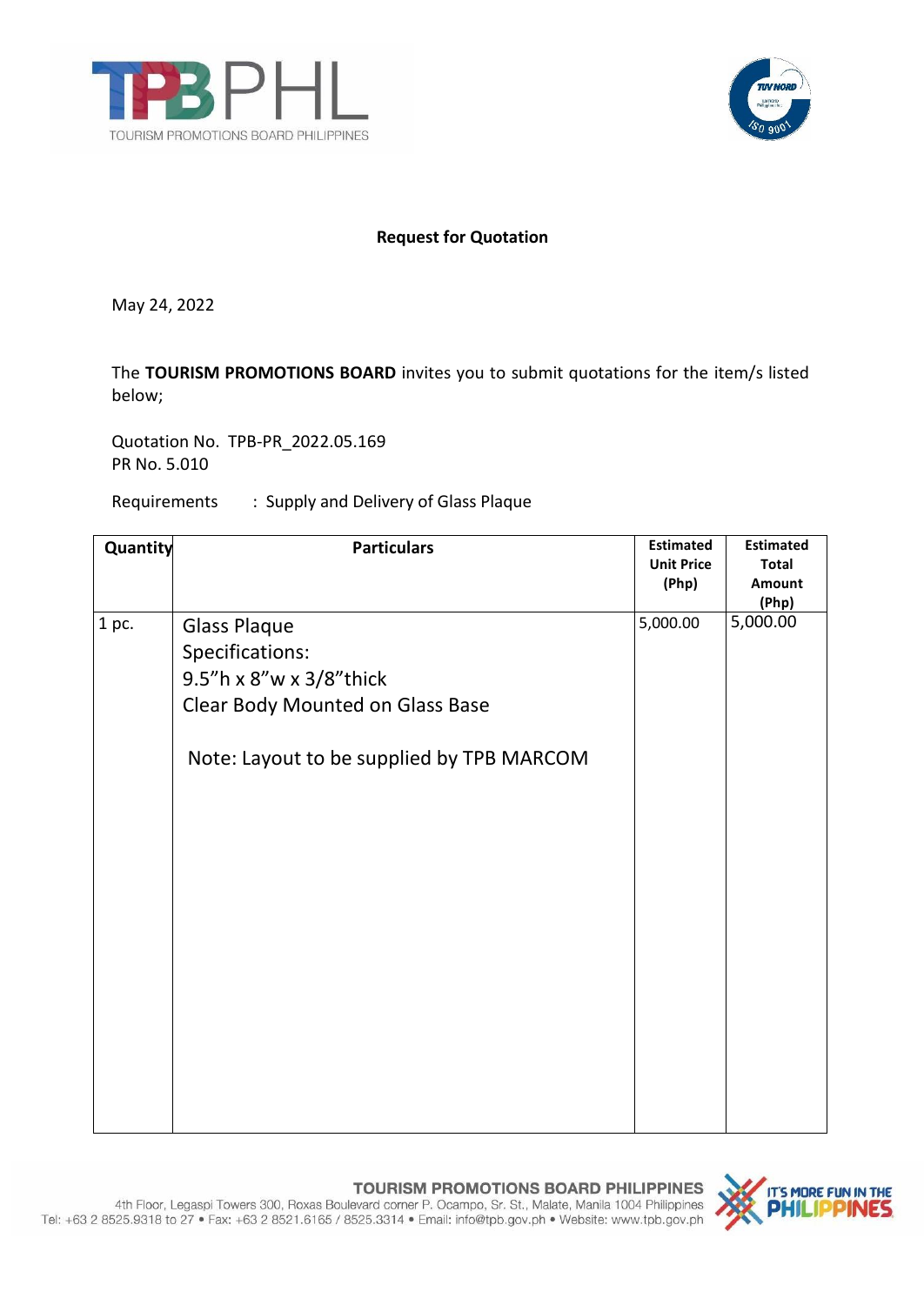## Request for Quotation

May 24, 2022

The **TOURISM PROMOTIONS BOARD** invites you to submit quotations for the item/s listed below;

Quotation No. TPB-PR_2022.05.169
PR No. 5.010

Requirements : Supply and Delivery of Glass Plaque

| Quantity | Particulars | Estimated Unit Price (Php) | Estimated Total Amount (Php) |
|---|---|---|---|
| 1 pc. | Glass Plaque<br>Specifications:<br>9.5"h x 8"w x 3/8"thick<br>Clear Body Mounted on Glass Base<br><br>Note: Layout to be supplied by TPB MARCOM | 5,000.00 | 5,000.00 |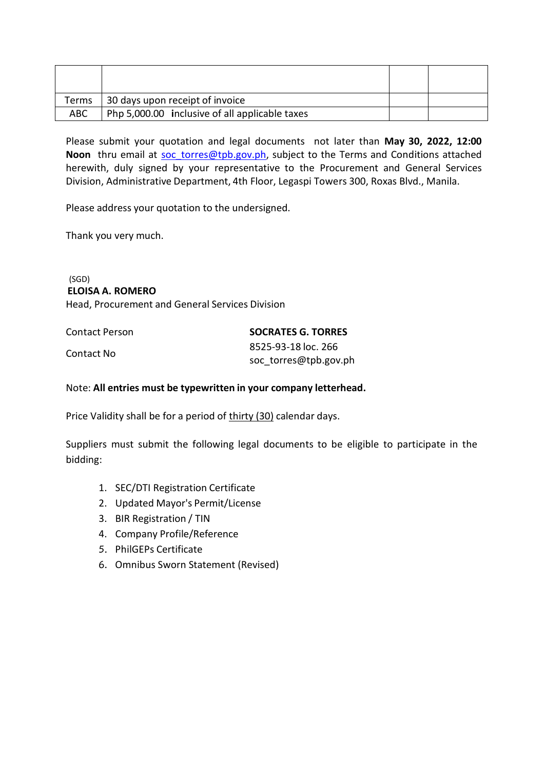| | | | |
|---|---|---|---|
| | | | |
| Terms | 30 days upon receipt of invoice | | |
| ABC | Php 5,000.00 **i**nclusive of all applicable taxes | | |

Please submit your quotation and legal documents not later than **May 30, 2022, 12:00 Noon** thru email at soc_torres@tpb.gov.ph, subject to the Terms and Conditions attached herewith, duly signed by your representative to the Procurement and General Services Division, Administrative Department, 4th Floor, Legaspi Towers 300, Roxas Blvd., Manila.

Please address your quotation to the undersigned.

Thank you very much.

(SGD)
**ELOISA A. ROMERO**
Head, Procurement and General Services Division

Contact Person **SOCRATES G. TORRES**

Contact No 8525-93-18 loc. 266
soc_torres@tpb.gov.ph

Note: **All entries must be typewritten in your company letterhead.**

Price Validity shall be for a period of thirty (30) calendar days.

Suppliers must submit the following legal documents to be eligible to participate in the bidding:

1. SEC/DTI Registration Certificate
2. Updated Mayor's Permit/License
3. BIR Registration / TIN
4. Company Profile/Reference
5. PhilGEPs Certificate
6. Omnibus Sworn Statement (Revised)